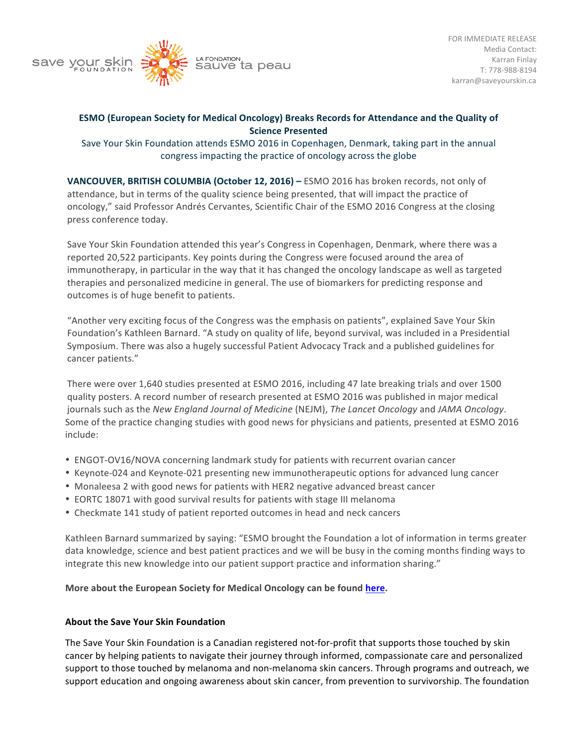save your skin FOUNDATION LA FONDATION sauve ta peau

FOR IMMEDIATE RELEASE
Media Contact:
Karran Finlay
T: 778-988-8194
karran@saveyourskin.ca

**ESMO (European Society for Medical Oncology) Breaks Records for Attendance and the Quality of Science Presented**

Save Your Skin Foundation attends ESMO 2016 in Copenhagen, Denmark, taking part in the annual congress impacting the practice of oncology across the globe

**VANCOUVER, BRITISH COLUMBIA (October 12, 2016) –** ESMO 2016 has broken records, not only of attendance, but in terms of the quality science being presented, that will impact the practice of oncology," said Professor Andrés Cervantes, Scientific Chair of the ESMO 2016 Congress at the closing press conference today.

Save Your Skin Foundation attended this year's Congress in Copenhagen, Denmark, where there was a reported 20,522 participants. Key points during the Congress were focused around the area of immunotherapy, in particular in the way that it has changed the oncology landscape as well as targeted therapies and personalized medicine in general. The use of biomarkers for predicting response and outcomes is of huge benefit to patients.

"Another very exciting focus of the Congress was the emphasis on patients", explained Save Your Skin Foundation's Kathleen Barnard. "A study on quality of life, beyond survival, was included in a Presidential Symposium. There was also a hugely successful Patient Advocacy Track and a published guidelines for cancer patients."

There were over 1,640 studies presented at ESMO 2016, including 47 late breaking trials and over 1500 quality posters. A record number of research presented at ESMO 2016 was published in major medical journals such as the *New England Journal of Medicine* (NEJM), *The Lancet Oncology* and *JAMA Oncology*. Some of the practice changing studies with good news for physicians and patients, presented at ESMO 2016 include:

- ENGOT-OV16/NOVA concerning landmark study for patients with recurrent ovarian cancer
- Keynote-024 and Keynote-021 presenting new immunotherapeutic options for advanced lung cancer
- Monaleesa 2 with good news for patients with HER2 negative advanced breast cancer
- EORTC 18071 with good survival results for patients with stage III melanoma
- Checkmate 141 study of patient reported outcomes in head and neck cancers

Kathleen Barnard summarized by saying: "ESMO brought the Foundation a lot of information in terms greater data knowledge, science and best patient practices and we will be busy in the coming months finding ways to integrate this new knowledge into our patient support practice and information sharing."

**More about the European Society for Medical Oncology can be found [here](#).**

**About the Save Your Skin Foundation**

The Save Your Skin Foundation is a Canadian registered not-for-profit that supports those touched by skin cancer by helping patients to navigate their journey through informed, compassionate care and personalized support to those touched by melanoma and non-melanoma skin cancers. Through programs and outreach, we support education and ongoing awareness about skin cancer, from prevention to survivorship. The foundation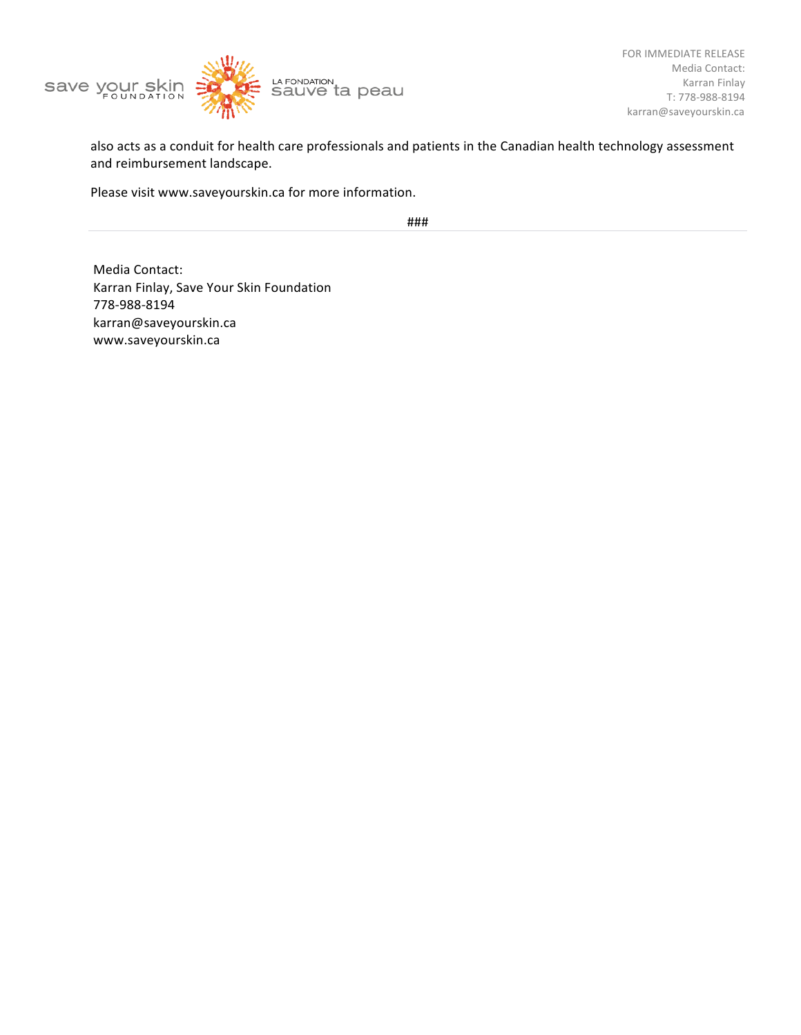also acts as a conduit for health care professionals and patients in the Canadian health technology assessment and reimbursement landscape.

Please visit www.saveyourskin.ca for more information.

###

Media Contact:
Karran Finlay, Save Your Skin Foundation
778-988-8194
karran@saveyourskin.ca
www.saveyourskin.ca